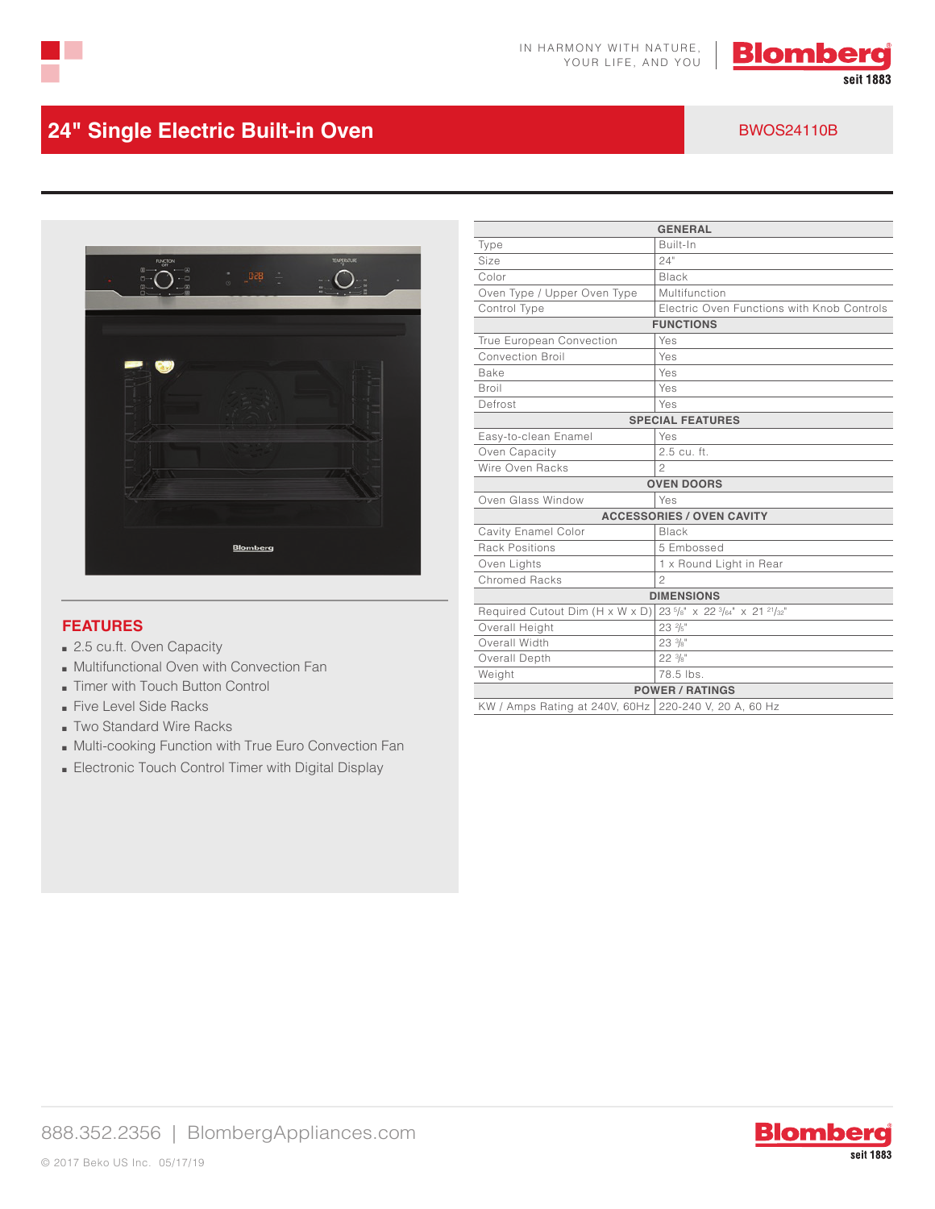IN HARMONY WITH NATURE, YOUR LIFE, AND YOU

Blomberg seit 1883

# 24" Single Electric Built-in Oven

BWOS24110B

## FEATURES

- 2.5 cu.ft. Oven Capacity
- Multifunctional Oven with Convection Fan
- Timer with Touch Button Control
- Five Level Side Racks
- Two Standard Wire Racks
- Multi-cooking Function with True Euro Convection Fan
- Electronic Touch Control Timer with Digital Display

| GENERAL | |
|---|---|
| Type | Built-In |
| Size | 24" |
| Color | Black |
| Oven Type / Upper Oven Type | Multifunction |
| Control Type | Electric Oven Functions with Knob Controls |
| **FUNCTIONS** | |
| True European Convection | Yes |
| Convection Broil | Yes |
| Bake | Yes |
| Broil | Yes |
| Defrost | Yes |
| **SPECIAL FEATURES** | |
| Easy-to-clean Enamel | Yes |
| Oven Capacity | 2.5 cu. ft. |
| Wire Oven Racks | 2 |
| **OVEN DOORS** | |
| Oven Glass Window | Yes |
| **ACCESSORIES / OVEN CAVITY** | |
| Cavity Enamel Color | Black |
| Rack Positions | 5 Embossed |
| Oven Lights | 1 x Round Light in Rear |
| Chromed Racks | 2 |
| **DIMENSIONS** | |
| Required Cutout Dim (H x W x D) | 23 5/8" x 22 3/64" x 21 21/32" |
| Overall Height | 23 2/5" |
| Overall Width | 23 3/8" |
| Overall Depth | 22 3/8" |
| Weight | 78.5 lbs. |
| **POWER / RATINGS** | |
| KW / Amps Rating at 240V, 60Hz | 220-240 V, 20 A, 60 Hz |

888.352.2356 | BlombergAppliances.com

© 2017 Beko US Inc. 05/17/19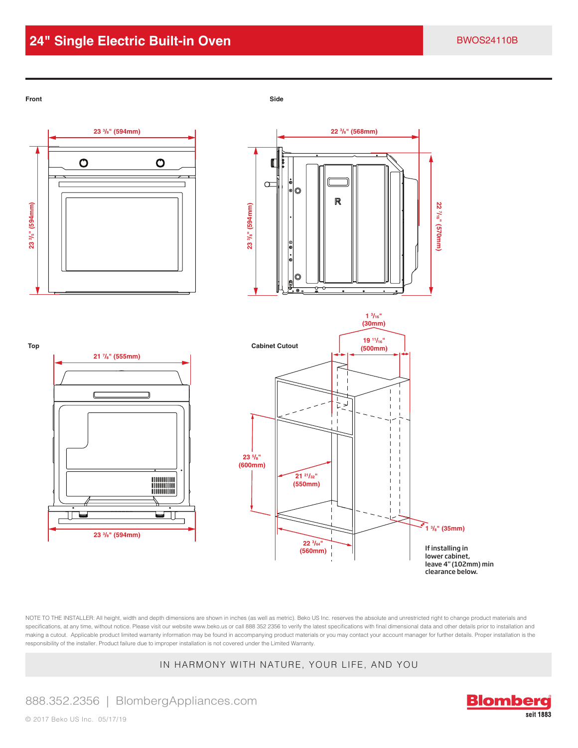# 24" Single Electric Built-in Oven

BWOS24110B

**Front**

23 3/8" (594mm)

23 3/8" (594mm)

**Side**

22 3/8" (568mm)

23 3/8" (594mm)

22 7/16" (570mm)

**Top**

21 7/8" (555mm)

23 3/8" (594mm)

**Cabinet Cutout**

1 3/16" (30mm)

19 11/16" (500mm)

23 5/8" (600mm)

21 21/32" (550mm)

22 3/64" (560mm)

1 3/8" (35mm)

If installing in lower cabinet, leave 4" (102mm) min clearance below.

NOTE TO THE INSTALLER: All height, width and depth dimensions are shown in inches (as well as metric). Beko US Inc. reserves the absolute and unrestricted right to change product materials and specifications, at any time, without notice. Please visit our website www.beko.us or call 888 352 2356 to verify the latest specifications with final dimensional data and other details prior to installation and making a cutout. Applicable product limited warranty information may be found in accompanying product materials or you may contact your account manager for further details. Proper installation is the responsibility of the installer. Product failure due to improper installation is not covered under the Limited Warranty.

IN HARMONY WITH NATURE, YOUR LIFE, AND YOU

888.352.2356 | BlombergAppliances.com

© 2017 Beko US Inc. 05/17/19

Blomberg seit 1883